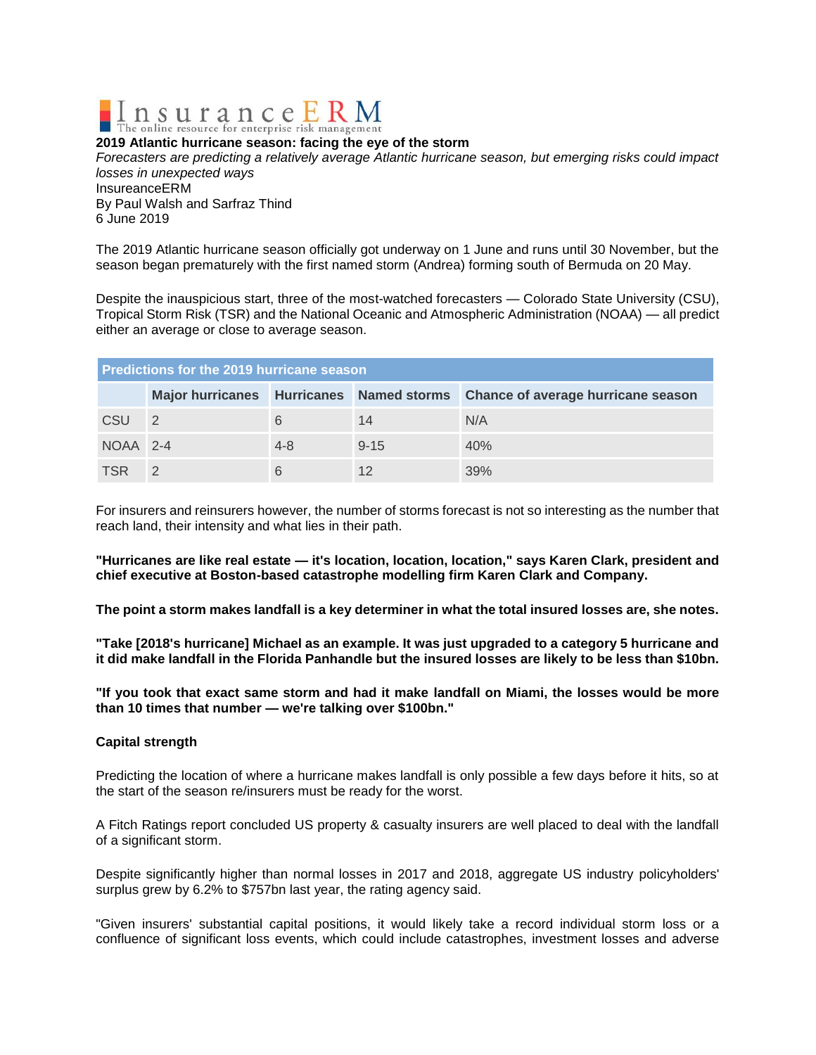InsuranceERM
The online resource for enterprise risk management

**2019 Atlantic hurricane season: facing the eye of the storm**

*Forecasters are predicting a relatively average Atlantic hurricane season, but emerging risks could impact losses in unexpected ways*

InsureanceERM
By Paul Walsh and Sarfraz Thind
6 June 2019

The 2019 Atlantic hurricane season officially got underway on 1 June and runs until 30 November, but the season began prematurely with the first named storm (Andrea) forming south of Bermuda on 20 May.

Despite the inauspicious start, three of the most-watched forecasters — Colorado State University (CSU), Tropical Storm Risk (TSR) and the National Oceanic and Atmospheric Administration (NOAA) — all predict either an average or close to average season.

| Predictions for the 2019 hurricane season | | | | |
|---|---|---|---|---|
| | Major hurricanes | Hurricanes | Named storms | Chance of average hurricane season |
| CSU | 2 | 6 | 14 | N/A |
| NOAA | 2-4 | 4-8 | 9-15 | 40% |
| TSR | 2 | 6 | 12 | 39% |

For insurers and reinsurers however, the number of storms forecast is not so interesting as the number that reach land, their intensity and what lies in their path.

**"Hurricanes are like real estate — it's location, location, location," says Karen Clark, president and chief executive at Boston-based catastrophe modelling firm Karen Clark and Company.**

**The point a storm makes landfall is a key determiner in what the total insured losses are, she notes.**

**"Take [2018's hurricane] Michael as an example. It was just upgraded to a category 5 hurricane and it did make landfall in the Florida Panhandle but the insured losses are likely to be less than $10bn.**

**"If you took that exact same storm and had it make landfall on Miami, the losses would be more than 10 times that number — we're talking over $100bn."**

**Capital strength**

Predicting the location of where a hurricane makes landfall is only possible a few days before it hits, so at the start of the season re/insurers must be ready for the worst.

A Fitch Ratings report concluded US property & casualty insurers are well placed to deal with the landfall of a significant storm.

Despite significantly higher than normal losses in 2017 and 2018, aggregate US industry policyholders' surplus grew by 6.2% to $757bn last year, the rating agency said.

"Given insurers' substantial capital positions, it would likely take a record individual storm loss or a confluence of significant loss events, which could include catastrophes, investment losses and adverse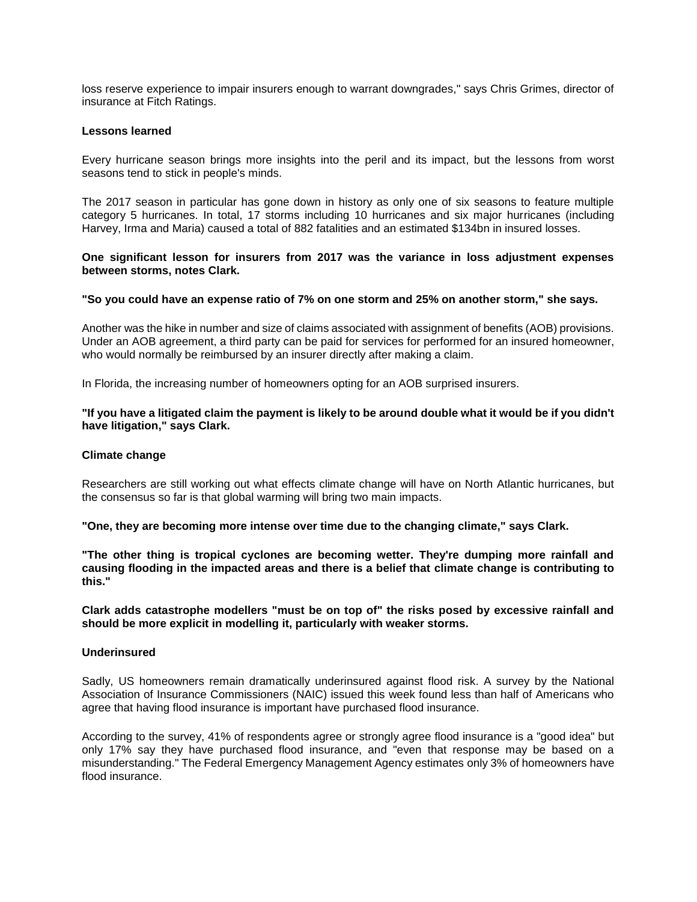loss reserve experience to impair insurers enough to warrant downgrades," says Chris Grimes, director of insurance at Fitch Ratings.

**Lessons learned**

Every hurricane season brings more insights into the peril and its impact, but the lessons from worst seasons tend to stick in people's minds.

The 2017 season in particular has gone down in history as only one of six seasons to feature multiple category 5 hurricanes. In total, 17 storms including 10 hurricanes and six major hurricanes (including Harvey, Irma and Maria) caused a total of 882 fatalities and an estimated $134bn in insured losses.

**One significant lesson for insurers from 2017 was the variance in loss adjustment expenses between storms, notes Clark.**

**"So you could have an expense ratio of 7% on one storm and 25% on another storm," she says.**

Another was the hike in number and size of claims associated with assignment of benefits (AOB) provisions. Under an AOB agreement, a third party can be paid for services for performed for an insured homeowner, who would normally be reimbursed by an insurer directly after making a claim.

In Florida, the increasing number of homeowners opting for an AOB surprised insurers.

**"If you have a litigated claim the payment is likely to be around double what it would be if you didn't have litigation," says Clark.**

**Climate change**

Researchers are still working out what effects climate change will have on North Atlantic hurricanes, but the consensus so far is that global warming will bring two main impacts.

**"One, they are becoming more intense over time due to the changing climate," says Clark.**

**"The other thing is tropical cyclones are becoming wetter. They're dumping more rainfall and causing flooding in the impacted areas and there is a belief that climate change is contributing to this."**

**Clark adds catastrophe modellers "must be on top of" the risks posed by excessive rainfall and should be more explicit in modelling it, particularly with weaker storms.**

**Underinsured**

Sadly, US homeowners remain dramatically underinsured against flood risk. A survey by the National Association of Insurance Commissioners (NAIC) issued this week found less than half of Americans who agree that having flood insurance is important have purchased flood insurance.

According to the survey, 41% of respondents agree or strongly agree flood insurance is a "good idea" but only 17% say they have purchased flood insurance, and "even that response may be based on a misunderstanding." The Federal Emergency Management Agency estimates only 3% of homeowners have flood insurance.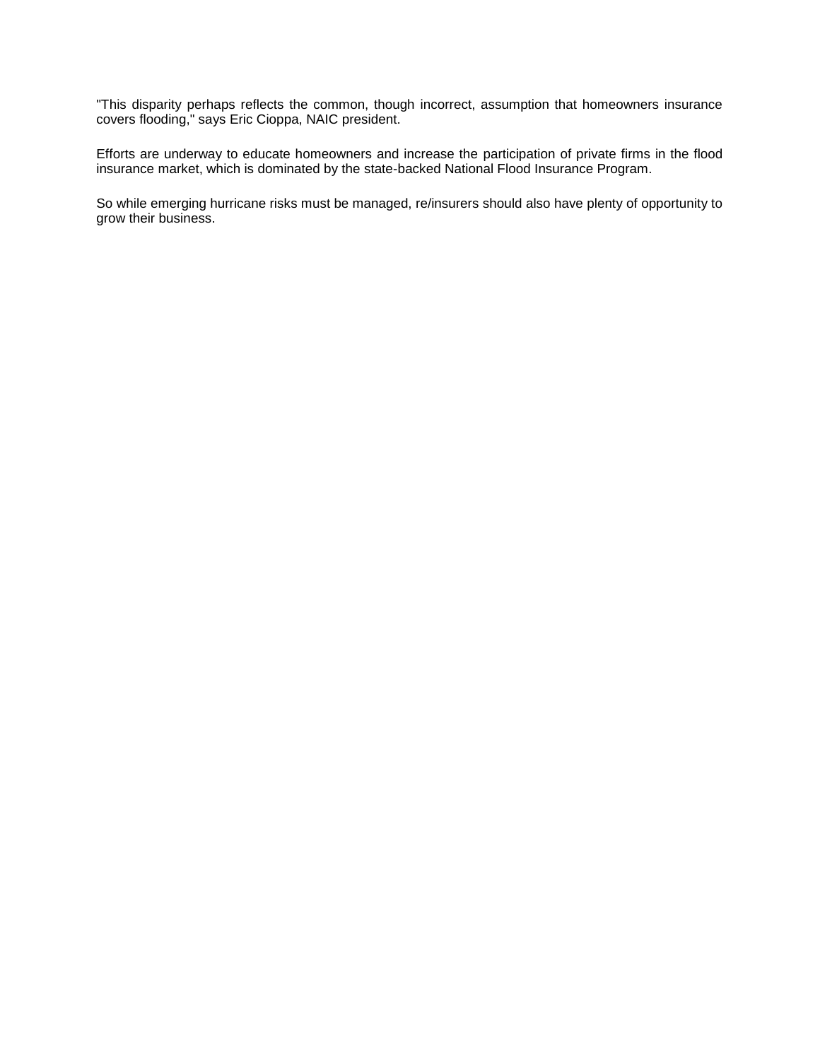"This disparity perhaps reflects the common, though incorrect, assumption that homeowners insurance covers flooding," says Eric Cioppa, NAIC president.

Efforts are underway to educate homeowners and increase the participation of private firms in the flood insurance market, which is dominated by the state-backed National Flood Insurance Program.

So while emerging hurricane risks must be managed, re/insurers should also have plenty of opportunity to grow their business.